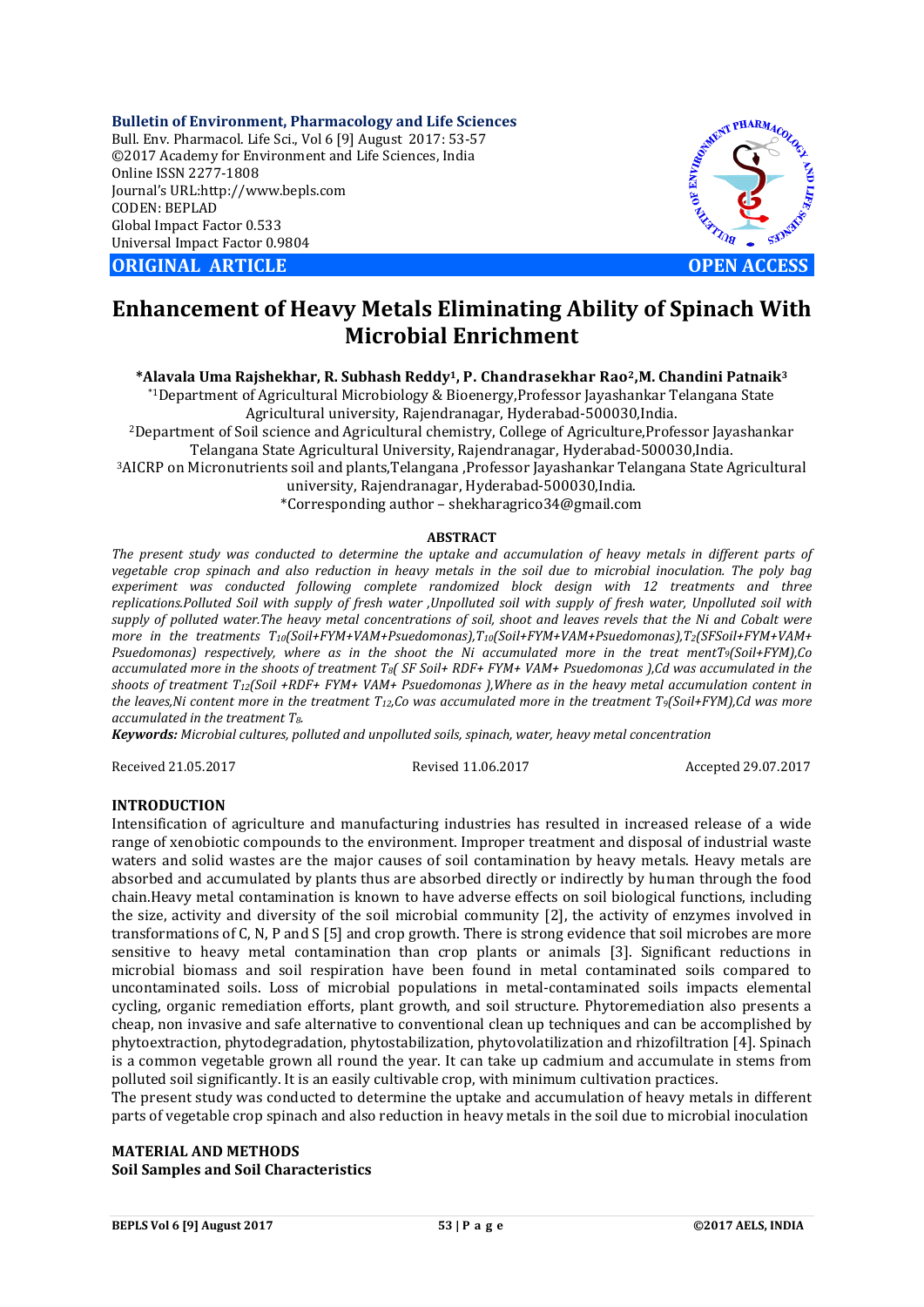**Bulletin of Environment, Pharmacology and Life Sciences**
Bull. Env. Pharmacol. Life Sci., Vol 6 [9] August 2017: 53-57
©2017 Academy for Environment and Life Sciences, India
Online ISSN 2277-1808
Journal's URL:http://www.bepls.com
CODEN: BEPLAD
Global Impact Factor 0.533
Universal Impact Factor 0.9804

**ORIGINAL ARTICLE** **OPEN ACCESS**

# Enhancement of Heavy Metals Eliminating Ability of Spinach With Microbial Enrichment

**\*Alavala Uma Rajshekhar, R. Subhash Reddy[1], P. Chandrasekhar Rao[2], M. Chandini Patnaik[3]**

[\*1]Department of Agricultural Microbiology & Bioenergy, Professor Jayashankar Telangana State Agricultural university, Rajendranagar, Hyderabad-500030, India.
[2]Department of Soil science and Agricultural chemistry, College of Agriculture, Professor Jayashankar Telangana State Agricultural University, Rajendranagar, Hyderabad-500030, India.
[3]AICRP on Micronutrients soil and plants, Telangana, Professor Jayashankar Telangana State Agricultural university, Rajendranagar, Hyderabad-500030, India.
\*Corresponding author – shekharagrico34@gmail.com

## ABSTRACT

*The present study was conducted to determine the uptake and accumulation of heavy metals in different parts of vegetable crop spinach and also reduction in heavy metals in the soil due to microbial inoculation. The poly bag experiment was conducted following complete randomized block design with 12 treatments and three replications. Polluted Soil with supply of fresh water, Unpolluted soil with supply of fresh water, Unpolluted soil with supply of polluted water. The heavy metal concentrations of soil, shoot and leaves revels that the Ni and Cobalt were more in the treatments $T_{10}$(Soil+FYM+VAM+Psuedomonas), $T_{10}$(Soil+FYM+VAM+Psuedomonas), $T_2$(SFSoil+FYM+VAM+ Psuedomonas) respectively, where as in the shoot the Ni accumulated more in the treat ment $T_9$(Soil+FYM), Co accumulated more in the shoots of treatment $T_8$( SF Soil+ RDF+ FYM+ VAM+ Psuedomonas ), Cd was accumulated in the shoots of treatment $T_{12}$(Soil +RDF+ FYM+ VAM+ Psuedomonas ), Where as in the heavy metal accumulation content in the leaves, Ni content more in the treatment $T_{12}$, Co was accumulated more in the treatment $T_9$(Soil+FYM), Cd was more accumulated in the treatment $T_8$.*

***Keywords:** Microbial cultures, polluted and unpolluted soils, spinach, water, heavy metal concentration*

Received 21.05.2017 Revised 11.06.2017 Accepted 29.07.2017

## INTRODUCTION

Intensification of agriculture and manufacturing industries has resulted in increased release of a wide range of xenobiotic compounds to the environment. Improper treatment and disposal of industrial waste waters and solid wastes are the major causes of soil contamination by heavy metals. Heavy metals are absorbed and accumulated by plants thus are absorbed directly or indirectly by human through the food chain. Heavy metal contamination is known to have adverse effects on soil biological functions, including the size, activity and diversity of the soil microbial community [2], the activity of enzymes involved in transformations of C, N, P and S [5] and crop growth. There is strong evidence that soil microbes are more sensitive to heavy metal contamination than crop plants or animals [3]. Significant reductions in microbial biomass and soil respiration have been found in metal contaminated soils compared to uncontaminated soils. Loss of microbial populations in metal-contaminated soils impacts elemental cycling, organic remediation efforts, plant growth, and soil structure. Phytoremediation also presents a cheap, non invasive and safe alternative to conventional clean up techniques and can be accomplished by phytoextraction, phytodegradation, phytostabilization, phytovolatilization and rhizofiltration [4]. Spinach is a common vegetable grown all round the year. It can take up cadmium and accumulate in stems from polluted soil significantly. It is an easily cultivable crop, with minimum cultivation practices.

The present study was conducted to determine the uptake and accumulation of heavy metals in different parts of vegetable crop spinach and also reduction in heavy metals in the soil due to microbial inoculation

## MATERIAL AND METHODS

### Soil Samples and Soil Characteristics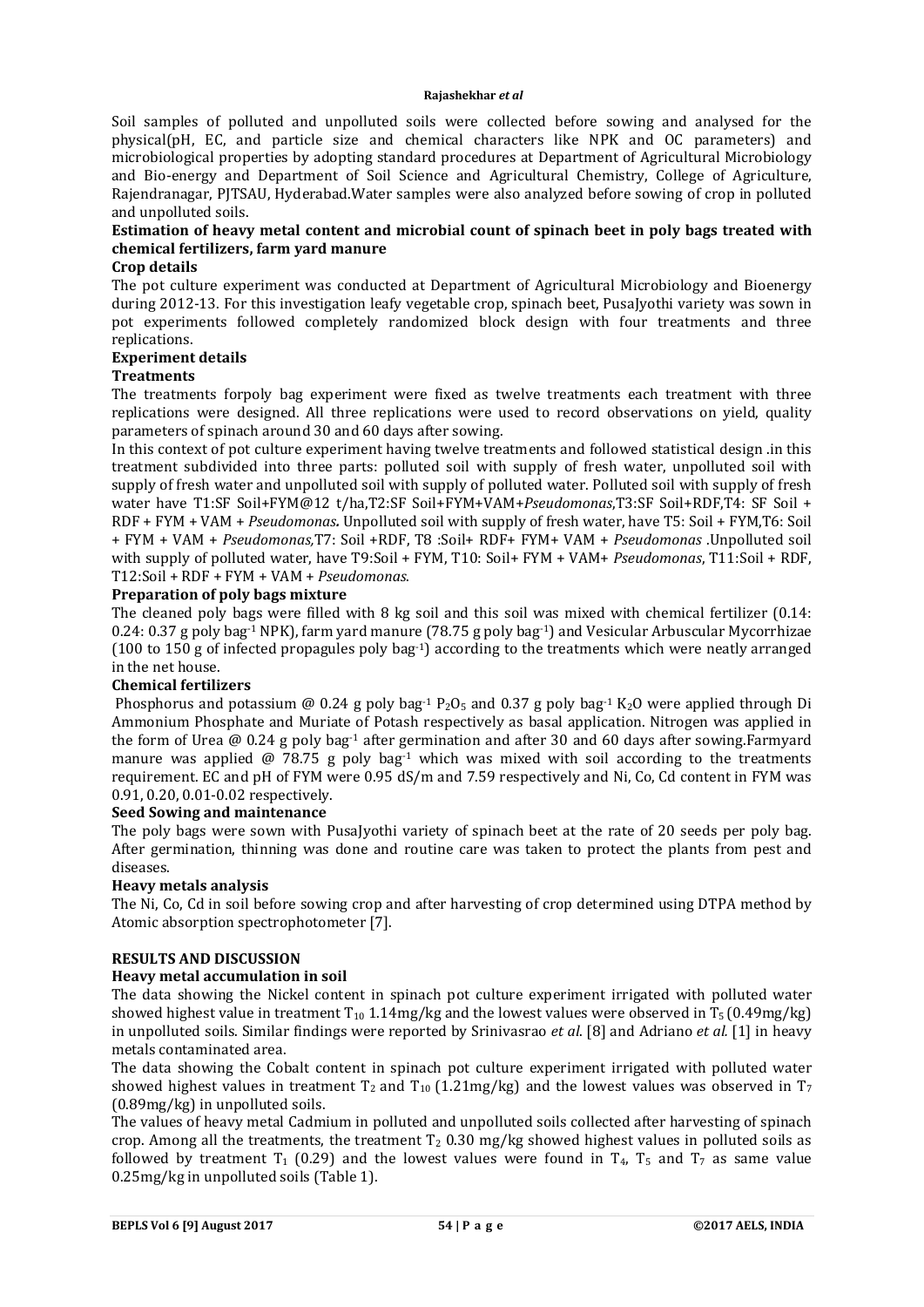Soil samples of polluted and unpolluted soils were collected before sowing and analysed for the physical(pH, EC, and particle size and chemical characters like NPK and OC parameters) and microbiological properties by adopting standard procedures at Department of Agricultural Microbiology and Bio-energy and Department of Soil Science and Agricultural Chemistry, College of Agriculture, Rajendranagar, PJTSAU, Hyderabad.Water samples were also analyzed before sowing of crop in polluted and unpolluted soils.

**Estimation of heavy metal content and microbial count of spinach beet in poly bags treated with chemical fertilizers, farm yard manure**

**Crop details**

The pot culture experiment was conducted at Department of Agricultural Microbiology and Bioenergy during 2012-13. For this investigation leafy vegetable crop, spinach beet, PusaJyothi variety was sown in pot experiments followed completely randomized block design with four treatments and three replications.

**Experiment details**

**Treatments**

The treatments forpoly bag experiment were fixed as twelve treatments each treatment with three replications were designed. All three replications were used to record observations on yield, quality parameters of spinach around 30 and 60 days after sowing.

In this context of pot culture experiment having twelve treatments and followed statistical design .in this treatment subdivided into three parts: polluted soil with supply of fresh water, unpolluted soil with supply of fresh water and unpolluted soil with supply of polluted water. Polluted soil with supply of fresh water have T1:SF Soil+FYM@12 t/ha,T2:SF Soil+FYM+VAM+*Pseudomonas*,T3:SF Soil+RDF,T4: SF Soil + RDF + FYM + VAM + *Pseudomonas.* Unpolluted soil with supply of fresh water, have T5: Soil + FYM,T6: Soil + FYM + VAM + *Pseudomonas,*T7: Soil +RDF, T8 :Soil+ RDF+ FYM+ VAM + *Pseudomonas* .Unpolluted soil with supply of polluted water, have T9:Soil + FYM, T10: Soil+ FYM + VAM+ *Pseudomonas*, T11:Soil + RDF, T12:Soil + RDF + FYM + VAM + *Pseudomonas*.

**Preparation of poly bags mixture**

The cleaned poly bags were filled with 8 kg soil and this soil was mixed with chemical fertilizer (0.14: 0.24: 0.37 g poly bag$^{-1}$ NPK), farm yard manure (78.75 g poly bag$^{-1}$) and Vesicular Arbuscular Mycorrhizae (100 to 150 g of infected propagules poly bag$^{-1}$) according to the treatments which were neatly arranged in the net house.

**Chemical fertilizers**

Phosphorus and potassium @ 0.24 g poly bag$^{-1}$ $P_2O_5$ and 0.37 g poly bag$^{-1}$ $K_2O$ were applied through Di Ammonium Phosphate and Muriate of Potash respectively as basal application. Nitrogen was applied in the form of Urea @ 0.24 g poly bag$^{-1}$ after germination and after 30 and 60 days after sowing.Farmyard manure was applied @ 78.75 g poly bag$^{-1}$ which was mixed with soil according to the treatments requirement. EC and pH of FYM were 0.95 dS/m and 7.59 respectively and Ni, Co, Cd content in FYM was 0.91, 0.20, 0.01-0.02 respectively.

**Seed Sowing and maintenance**

The poly bags were sown with PusaJyothi variety of spinach beet at the rate of 20 seeds per poly bag. After germination, thinning was done and routine care was taken to protect the plants from pest and diseases.

**Heavy metals analysis**

The Ni, Co, Cd in soil before sowing crop and after harvesting of crop determined using DTPA method by Atomic absorption spectrophotometer [7].

## RESULTS AND DISCUSSION

**Heavy metal accumulation in soil**

The data showing the Nickel content in spinach pot culture experiment irrigated with polluted water showed highest value in treatment $T_{10}$ 1.14mg/kg and the lowest values were observed in $T_5$ (0.49mg/kg) in unpolluted soils. Similar findings were reported by Srinivasrao *et al*. [8] and Adriano *et al.* [1] in heavy metals contaminated area.

The data showing the Cobalt content in spinach pot culture experiment irrigated with polluted water showed highest values in treatment $T_2$ and $T_{10}$ (1.21mg/kg) and the lowest values was observed in $T_7$ (0.89mg/kg) in unpolluted soils.

The values of heavy metal Cadmium in polluted and unpolluted soils collected after harvesting of spinach crop. Among all the treatments, the treatment $T_2$ 0.30 mg/kg showed highest values in polluted soils as followed by treatment $T_1$ (0.29) and the lowest values were found in $T_4$, $T_5$ and $T_7$ as same value 0.25mg/kg in unpolluted soils (Table 1).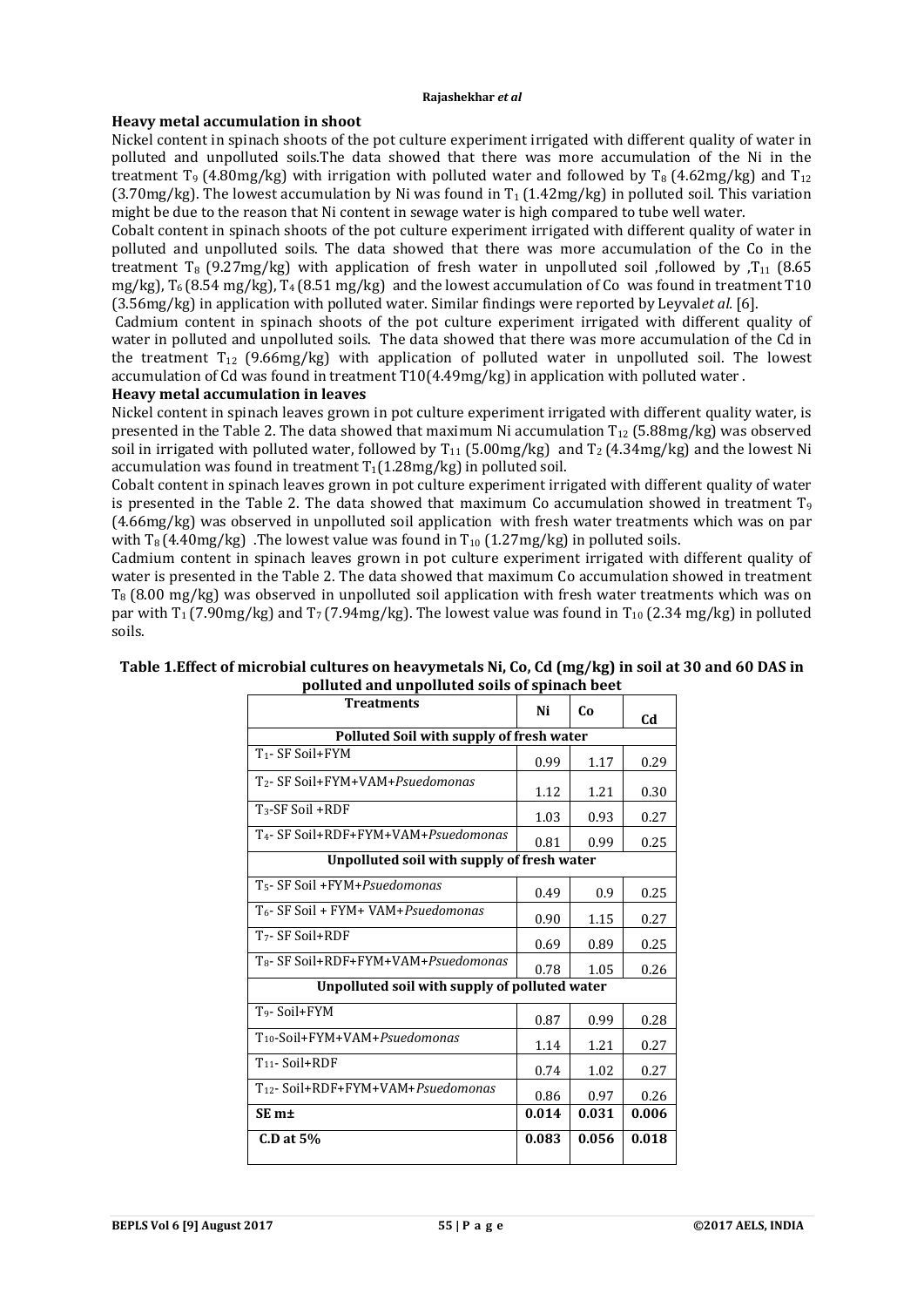**Heavy metal accumulation in shoot**

Nickel content in spinach shoots of the pot culture experiment irrigated with different quality of water in polluted and unpolluted soils.The data showed that there was more accumulation of the Ni in the treatment $T_9$ (4.80mg/kg) with irrigation with polluted water and followed by $T_8$ (4.62mg/kg) and $T_{12}$ (3.70mg/kg). The lowest accumulation by Ni was found in $T_1$ (1.42mg/kg) in polluted soil. This variation might be due to the reason that Ni content in sewage water is high compared to tube well water.

Cobalt content in spinach shoots of the pot culture experiment irrigated with different quality of water in polluted and unpolluted soils. The data showed that there was more accumulation of the Co in the treatment $T_8$ (9.27mg/kg) with application of fresh water in unpolluted soil ,followed by ,$T_{11}$ (8.65 mg/kg), $T_6$ (8.54 mg/kg), $T_4$ (8.51 mg/kg) and the lowest accumulation of Co was found in treatment T10 (3.56mg/kg) in application with polluted water. Similar findings were reported by Leyval*et al*. [6].

Cadmium content in spinach shoots of the pot culture experiment irrigated with different quality of water in polluted and unpolluted soils. The data showed that there was more accumulation of the Cd in the treatment $T_{12}$ (9.66mg/kg) with application of polluted water in unpolluted soil. The lowest accumulation of Cd was found in treatment T10(4.49mg/kg) in application with polluted water .

**Heavy metal accumulation in leaves**

Nickel content in spinach leaves grown in pot culture experiment irrigated with different quality water, is presented in the Table 2. The data showed that maximum Ni accumulation $T_{12}$ (5.88mg/kg) was observed soil in irrigated with polluted water, followed by $T_{11}$ (5.00mg/kg) and $T_2$ (4.34mg/kg) and the lowest Ni accumulation was found in treatment $T_1$(1.28mg/kg) in polluted soil.

Cobalt content in spinach leaves grown in pot culture experiment irrigated with different quality of water is presented in the Table 2. The data showed that maximum Co accumulation showed in treatment $T_9$ (4.66mg/kg) was observed in unpolluted soil application with fresh water treatments which was on par with $T_8$ (4.40mg/kg) .The lowest value was found in $T_{10}$ (1.27mg/kg) in polluted soils.

Cadmium content in spinach leaves grown in pot culture experiment irrigated with different quality of water is presented in the Table 2. The data showed that maximum Co accumulation showed in treatment $T_8$ (8.00 mg/kg) was observed in unpolluted soil application with fresh water treatments which was on par with $T_1$ (7.90mg/kg) and $T_7$ (7.94mg/kg). The lowest value was found in $T_{10}$ (2.34 mg/kg) in polluted soils.

**Table 1.Effect of microbial cultures on heavymetals Ni, Co, Cd (mg/kg) in soil at 30 and 60 DAS in polluted and unpolluted soils of spinach beet**

| Treatments | Ni | Co | Cd |
|---|---|---|---|
| **Polluted Soil with supply of fresh water** | | | |
| $T_1$- SF Soil+FYM | 0.99 | 1.17 | 0.29 |
| $T_2$- SF Soil+FYM+VAM+*Psuedomonas* | 1.12 | 1.21 | 0.30 |
| $T_3$-SF Soil +RDF | 1.03 | 0.93 | 0.27 |
| $T_4$- SF Soil+RDF+FYM+VAM+*Psuedomonas* | 0.81 | 0.99 | 0.25 |
| **Unpolluted soil with supply of fresh water** | | | |
| $T_5$- SF Soil +FYM+*Psuedomonas* | 0.49 | 0.9 | 0.25 |
| $T_6$- SF Soil + FYM+ VAM+*Psuedomonas* | 0.90 | 1.15 | 0.27 |
| $T_7$- SF Soil+RDF | 0.69 | 0.89 | 0.25 |
| $T_8$- SF Soil+RDF+FYM+VAM+*Psuedomonas* | 0.78 | 1.05 | 0.26 |
| **Unpolluted soil with supply of polluted water** | | | |
| $T_9$- Soil+FYM | 0.87 | 0.99 | 0.28 |
| $T_{10}$-Soil+FYM+VAM+*Psuedomonas* | 1.14 | 1.21 | 0.27 |
| $T_{11}$- Soil+RDF | 0.74 | 1.02 | 0.27 |
| $T_{12}$- Soil+RDF+FYM+VAM+*Psuedomonas* | 0.86 | 0.97 | 0.26 |
| **SE m±** | **0.014** | **0.031** | **0.006** |
| **C.D at 5%** | **0.083** | **0.056** | **0.018** |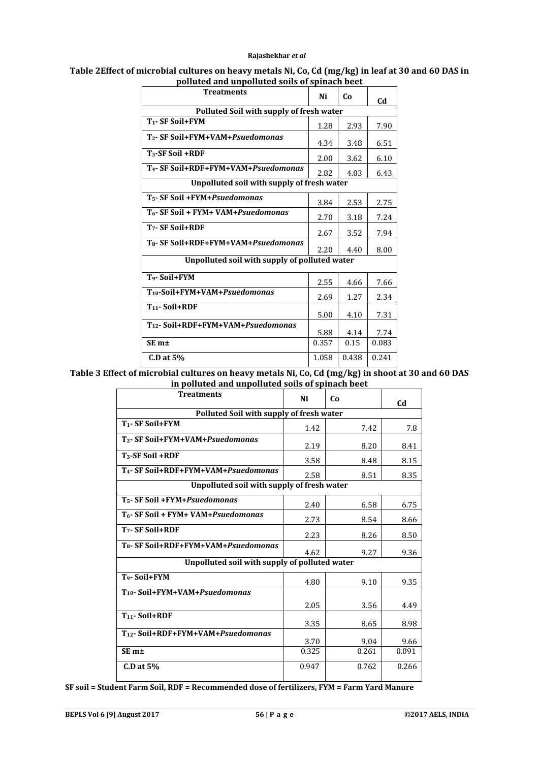**Table 2 Effect of microbial cultures on heavy metals Ni, Co, Cd (mg/kg) in leaf at 30 and 60 DAS in polluted and unpolluted soils of spinach beet**

| Treatments | Ni | Co | Cd |
|---|---|---|---|
| **Polluted Soil with supply of fresh water** | | | |
| **$T_1$- SF Soil+FYM** | 1.28 | 2.93 | 7.90 |
| **$T_2$- SF Soil+FYM+VAM+*Psuedomonas*** | 4.34 | 3.48 | 6.51 |
| **$T_3$-SF Soil +RDF** | 2.00 | 3.62 | 6.10 |
| **$T_4$- SF Soil+RDF+FYM+VAM+*Psuedomonas*** | 2.82 | 4.03 | 6.43 |
| **Unpolluted soil with supply of fresh water** | | | |
| **$T_5$- SF Soil +FYM+*Psuedomonas*** | 3.84 | 2.53 | 2.75 |
| **$T_6$- SF Soil + FYM+ VAM+*Psuedomonas*** | 2.70 | 3.18 | 7.24 |
| **$T_7$- SF Soil+RDF** | 2.67 | 3.52 | 7.94 |
| **$T_8$- SF Soil+RDF+FYM+VAM+*Psuedomonas*** | 2.20 | 4.40 | 8.00 |
| **Unpolluted soil with supply of polluted water** | | | |
| **$T_9$- Soil+FYM** | 2.55 | 4.66 | 7.66 |
| **$T_{10}$-Soil+FYM+VAM+*Psuedomonas*** | 2.69 | 1.27 | 2.34 |
| **$T_{11}$- Soil+RDF** | 5.00 | 4.10 | 7.31 |
| **$T_{12}$- Soil+RDF+FYM+VAM+*Psuedomonas*** | 5.88 | 4.14 | 7.74 |
| **SE m±** | 0.357 | 0.15 | 0.083 |
| **C.D at 5%** | 1.058 | 0.438 | 0.241 |

**Table 3 Effect of microbial cultures on heavy metals Ni, Co, Cd (mg/kg) in shoot at 30 and 60 DAS in polluted and unpolluted soils of spinach beet**

| Treatments | Ni | Co | Cd |
|---|---|---|---|
| **Polluted Soil with supply of fresh water** | | | |
| **$T_1$- SF Soil+FYM** | 1.42 | 7.42 | 7.8 |
| **$T_2$- SF Soil+FYM+VAM+*Psuedomonas*** | 2.19 | 8.20 | 8.41 |
| **$T_3$-SF Soil +RDF** | 3.58 | 8.48 | 8.15 |
| **$T_4$- SF Soil+RDF+FYM+VAM+*Psuedomonas*** | 2.58 | 8.51 | 8.35 |
| **Unpolluted soil with supply of fresh water** | | | |
| **$T_5$- SF Soil +FYM+*Psuedomonas*** | 2.40 | 6.58 | 6.75 |
| **$T_6$- SF Soil + FYM+ VAM+*Psuedomonas*** | 2.73 | 8.54 | 8.66 |
| **$T_7$- SF Soil+RDF** | 2.23 | 8.26 | 8.50 |
| **$T_8$- SF Soil+RDF+FYM+VAM+*Psuedomonas*** | 4.62 | 9.27 | 9.36 |
| **Unpolluted soil with supply of polluted water** | | | |
| **$T_9$- Soil+FYM** | 4.80 | 9.10 | 9.35 |
| **$T_{10}$- Soil+FYM+VAM+*Psuedomonas*** | 2.05 | 3.56 | 4.49 |
| **$T_{11}$- Soil+RDF** | 3.35 | 8.65 | 8.98 |
| **$T_{12}$- Soil+RDF+FYM+VAM+*Psuedomonas*** | 3.70 | 9.04 | 9.66 |
| **SE m±** | 0.325 | 0.261 | 0.091 |
| **C.D at 5%** | 0.947 | 0.762 | 0.266 |

**SF soil = Student Farm Soil, RDF = Recommended dose of fertilizers, FYM = Farm Yard Manure**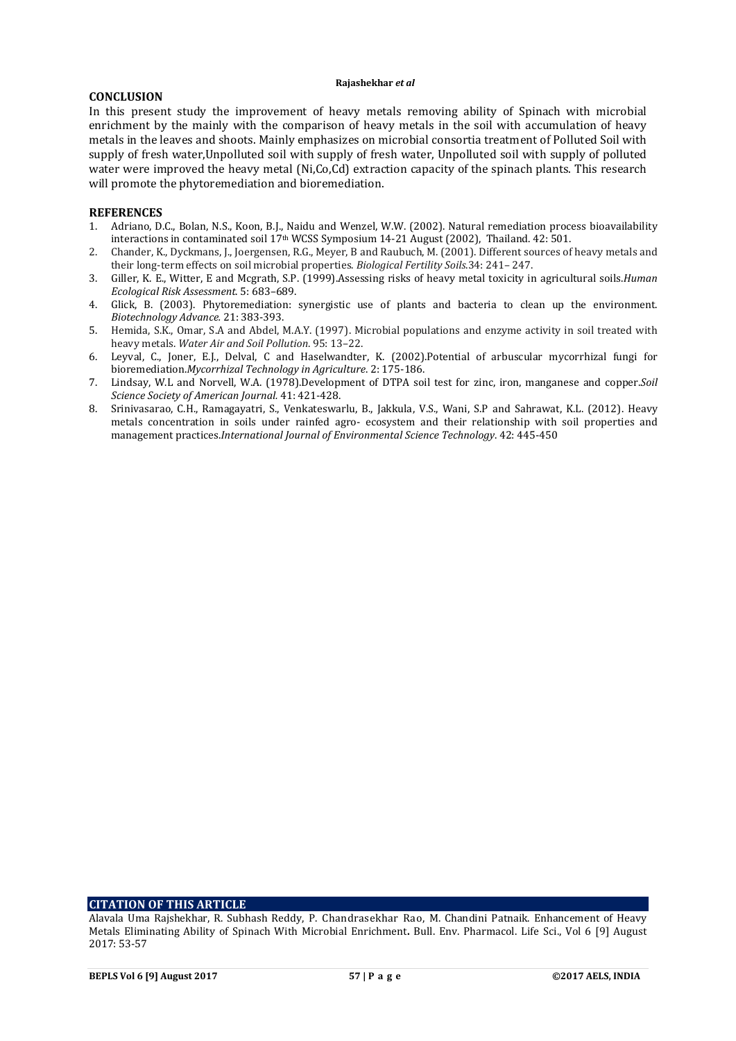## CONCLUSION

In this present study the improvement of heavy metals removing ability of Spinach with microbial enrichment by the mainly with the comparison of heavy metals in the soil with accumulation of heavy metals in the leaves and shoots. Mainly emphasizes on microbial consortia treatment of Polluted Soil with supply of fresh water,Unpolluted soil with supply of fresh water, Unpolluted soil with supply of polluted water were improved the heavy metal (Ni,Co,Cd) extraction capacity of the spinach plants. This research will promote the phytoremediation and bioremediation.

## REFERENCES

1. Adriano, D.C., Bolan, N.S., Koon, B.J., Naidu and Wenzel, W.W. (2002). Natural remediation process bioavailability interactions in contaminated soil 17th WCSS Symposium 14-21 August (2002), Thailand. 42: 501.
2. Chander, K., Dyckmans, J., Joergensen, R.G., Meyer, B and Raubuch, M. (2001). Different sources of heavy metals and their long-term effects on soil microbial properties. *Biological Fertility Soils*.34: 241– 247.
3. Giller, K. E., Witter, E and Mcgrath, S.P. (1999).Assessing risks of heavy metal toxicity in agricultural soils.*Human Ecological Risk Assessment*. 5: 683–689.
4. Glick, B. (2003). Phytoremediation: synergistic use of plants and bacteria to clean up the environment. *Biotechnology Advance.* 21: 383-393.
5. Hemida, S.K., Omar, S.A and Abdel, M.A.Y. (1997). Microbial populations and enzyme activity in soil treated with heavy metals. *Water Air and Soil Pollution*. 95: 13–22.
6. Leyval, C., Joner, E.J., Delval, C and Haselwandter, K. (2002).Potential of arbuscular mycorrhizal fungi for bioremediation.*Mycorrhizal Technology in Agriculture*. 2: 175-186.
7. Lindsay, W.L and Norvell, W.A. (1978).Development of DTPA soil test for zinc, iron, manganese and copper.*Soil Science Society of American Journal.* 41: 421-428.
8. Srinivasarao, C.H., Ramagayatri, S., Venkateswarlu, B., Jakkula, V.S., Wani, S.P and Sahrawat, K.L. (2012). Heavy metals concentration in soils under rainfed agro- ecosystem and their relationship with soil properties and management practices.*International Journal of Environmental Science Technology*. 42: 445-450

**CITATION OF THIS ARTICLE**

Alavala Uma Rajshekhar, R. Subhash Reddy, P. Chandrasekhar Rao, M. Chandini Patnaik. Enhancement of Heavy Metals Eliminating Ability of Spinach With Microbial Enrichment**.** Bull. Env. Pharmacol. Life Sci., Vol 6 [9] August 2017: 53-57